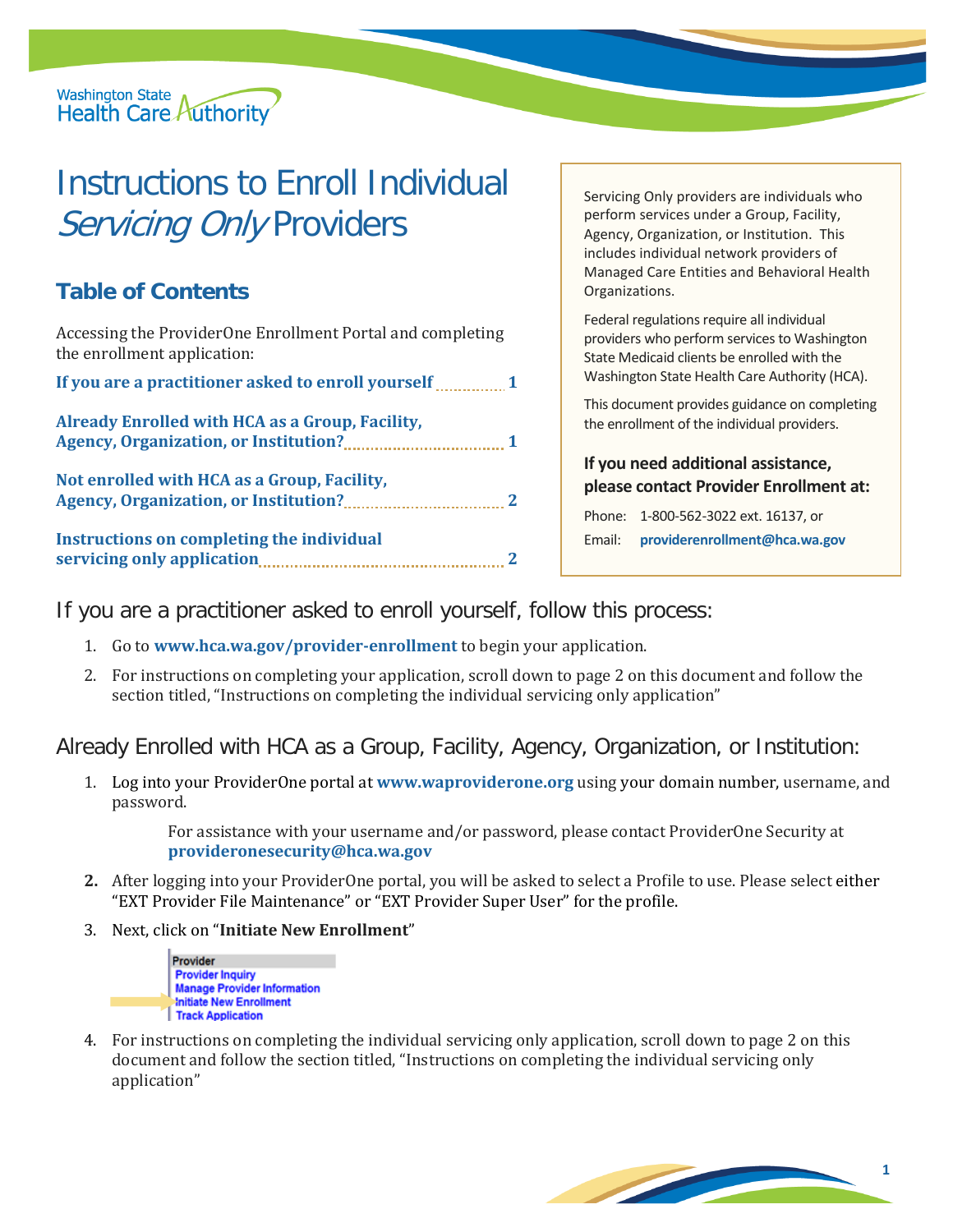Washington State Health Care Authority

# Instructions to Enroll Individual *Servicing Only* Providers

## Table of Contents

Accessing the ProviderOne Enrollment Portal and completing the enrollment application:

**If you are a practitioner asked to enroll yourself** ..... 1

**Already Enrolled with HCA as a Group, Facility, Agency, Organization, or Institution?** ..... 1

**Not enrolled with HCA as a Group, Facility, Agency, Organization, or Institution?** ..... 2

**Instructions on completing the individual servicing only application** ..... 2

Servicing Only providers are individuals who perform services under a Group, Facility, Agency, Organization, or Institution. This includes individual network providers of Managed Care Entities and Behavioral Health Organizations.

Federal regulations require all individual providers who perform services to Washington State Medicaid clients be enrolled with the Washington State Health Care Authority (HCA).

This document provides guidance on completing the enrollment of the individual providers.

**If you need additional assistance, please contact Provider Enrollment at:**

Phone: 1-800-562-3022 ext. 16137, or

Email: **providerenrollment@hca.wa.gov**

## If you are a practitioner asked to enroll yourself, follow this process:

1. Go to **www.hca.wa.gov/provider-enrollment** to begin your application.
2. For instructions on completing your application, scroll down to page 2 on this document and follow the section titled, "Instructions on completing the individual servicing only application"

## Already Enrolled with HCA as a Group, Facility, Agency, Organization, or Institution:

1. Log into your ProviderOne portal at **www.waproviderone.org** using your domain number, username, and password.

   For assistance with your username and/or password, please contact ProviderOne Security at **provideronesecurity@hca.wa.gov**

2. After logging into your ProviderOne portal, you will be asked to select a Profile to use. Please select either "EXT Provider File Maintenance" or "EXT Provider Super User" for the profile.
3. Next, click on "**Initiate New Enrollment**"

   Provider
   Provider Inquiry
   Manage Provider Information
   Initiate New Enrollment
   Track Application

4. For instructions on completing the individual servicing only application, scroll down to page 2 on this document and follow the section titled, "Instructions on completing the individual servicing only application"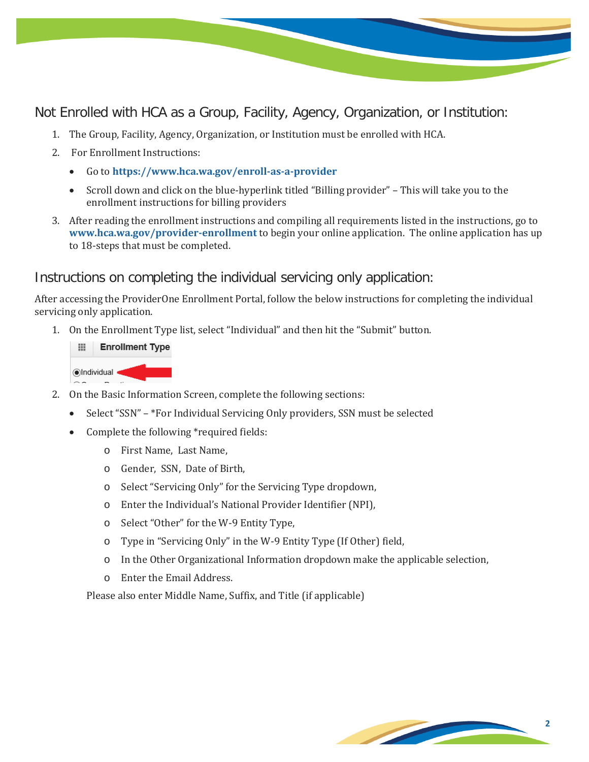## Not Enrolled with HCA as a Group, Facility, Agency, Organization, or Institution:

1. The Group, Facility, Agency, Organization, or Institution must be enrolled with HCA.
2. For Enrollment Instructions:
   - Go to **https://www.hca.wa.gov/enroll-as-a-provider**
   - Scroll down and click on the blue-hyperlink titled "Billing provider" – This will take you to the enrollment instructions for billing providers
3. After reading the enrollment instructions and compiling all requirements listed in the instructions, go to **www.hca.wa.gov/provider-enrollment** to begin your online application. The online application has up to 18-steps that must be completed.

## Instructions on completing the individual servicing only application:

After accessing the ProviderOne Enrollment Portal, follow the below instructions for completing the individual servicing only application.

1. On the Enrollment Type list, select "Individual" and then hit the "Submit" button.
2. On the Basic Information Screen, complete the following sections:
   - Select "SSN" – *For Individual Servicing Only providers, SSN must be selected
   - Complete the following *required fields:
     - First Name, Last Name,
     - Gender, SSN, Date of Birth,
     - Select "Servicing Only" for the Servicing Type dropdown,
     - Enter the Individual's National Provider Identifier (NPI),
     - Select "Other" for the W-9 Entity Type,
     - Type in "Servicing Only" in the W-9 Entity Type (If Other) field,
     - In the Other Organizational Information dropdown make the applicable selection,
     - Enter the Email Address.

   Please also enter Middle Name, Suffix, and Title (if applicable)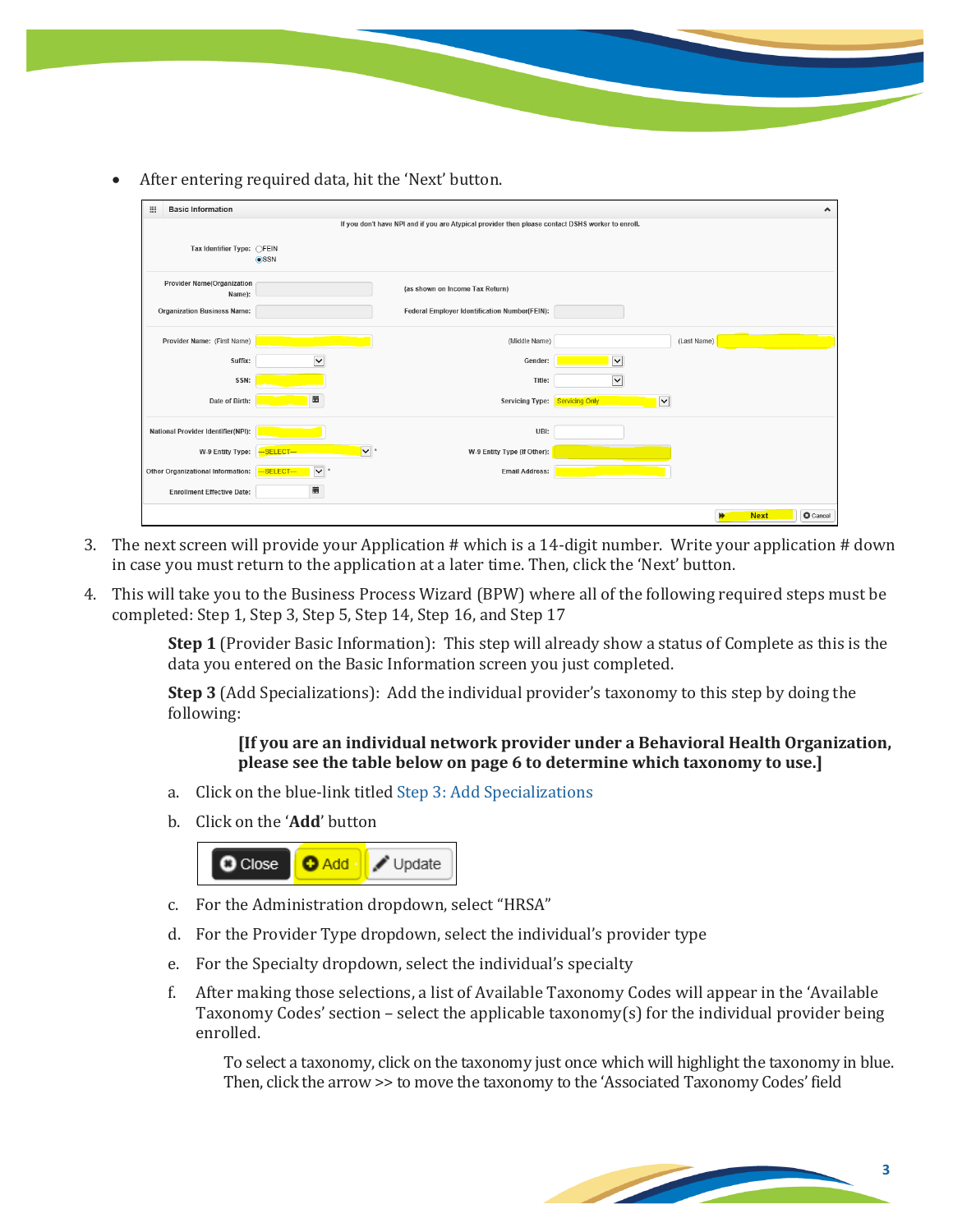- After entering required data, hit the 'Next' button.

3. The next screen will provide your Application # which is a 14-digit number. Write your application # down in case you must return to the application at a later time. Then, click the 'Next' button.
4. This will take you to the Business Process Wizard (BPW) where all of the following required steps must be completed: Step 1, Step 3, Step 5, Step 14, Step 16, and Step 17

   **Step 1** (Provider Basic Information): This step will already show a status of Complete as this is the data you entered on the Basic Information screen you just completed.

   **Step 3** (Add Specializations): Add the individual provider's taxonomy to this step by doing the following:

   **[If you are an individual network provider under a Behavioral Health Organization, please see the table below on page 6 to determine which taxonomy to use.]**

   a. Click on the blue-link titled Step 3: Add Specializations
   b. Click on the '**Add**' button
   c. For the Administration dropdown, select "HRSA"
   d. For the Provider Type dropdown, select the individual's provider type
   e. For the Specialty dropdown, select the individual's specialty
   f. After making those selections, a list of Available Taxonomy Codes will appear in the 'Available Taxonomy Codes' section – select the applicable taxonomy(s) for the individual provider being enrolled.

      To select a taxonomy, click on the taxonomy just once which will highlight the taxonomy in blue. Then, click the arrow >> to move the taxonomy to the 'Associated Taxonomy Codes' field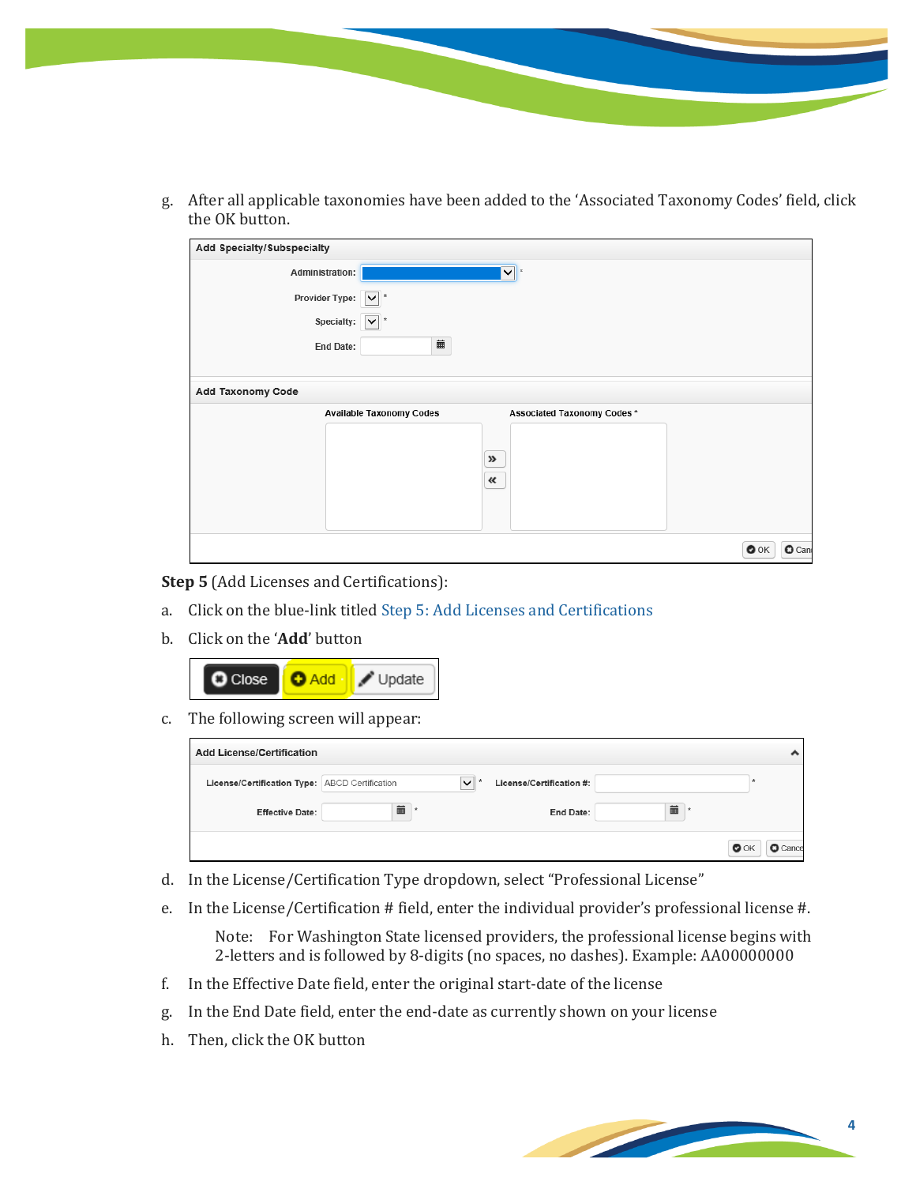g. After all applicable taxonomies have been added to the 'Associated Taxonomy Codes' field, click the OK button.

**Step 5** (Add Licenses and Certifications):

a. Click on the blue-link titled Step 5: Add Licenses and Certifications

b. Click on the '**Add**' button

c. The following screen will appear:

d. In the License/Certification Type dropdown, select "Professional License"

e. In the License/Certification # field, enter the individual provider's professional license #.

Note: For Washington State licensed providers, the professional license begins with 2-letters and is followed by 8-digits (no spaces, no dashes). Example: AA00000000

f. In the Effective Date field, enter the original start-date of the license

g. In the End Date field, enter the end-date as currently shown on your license

h. Then, click the OK button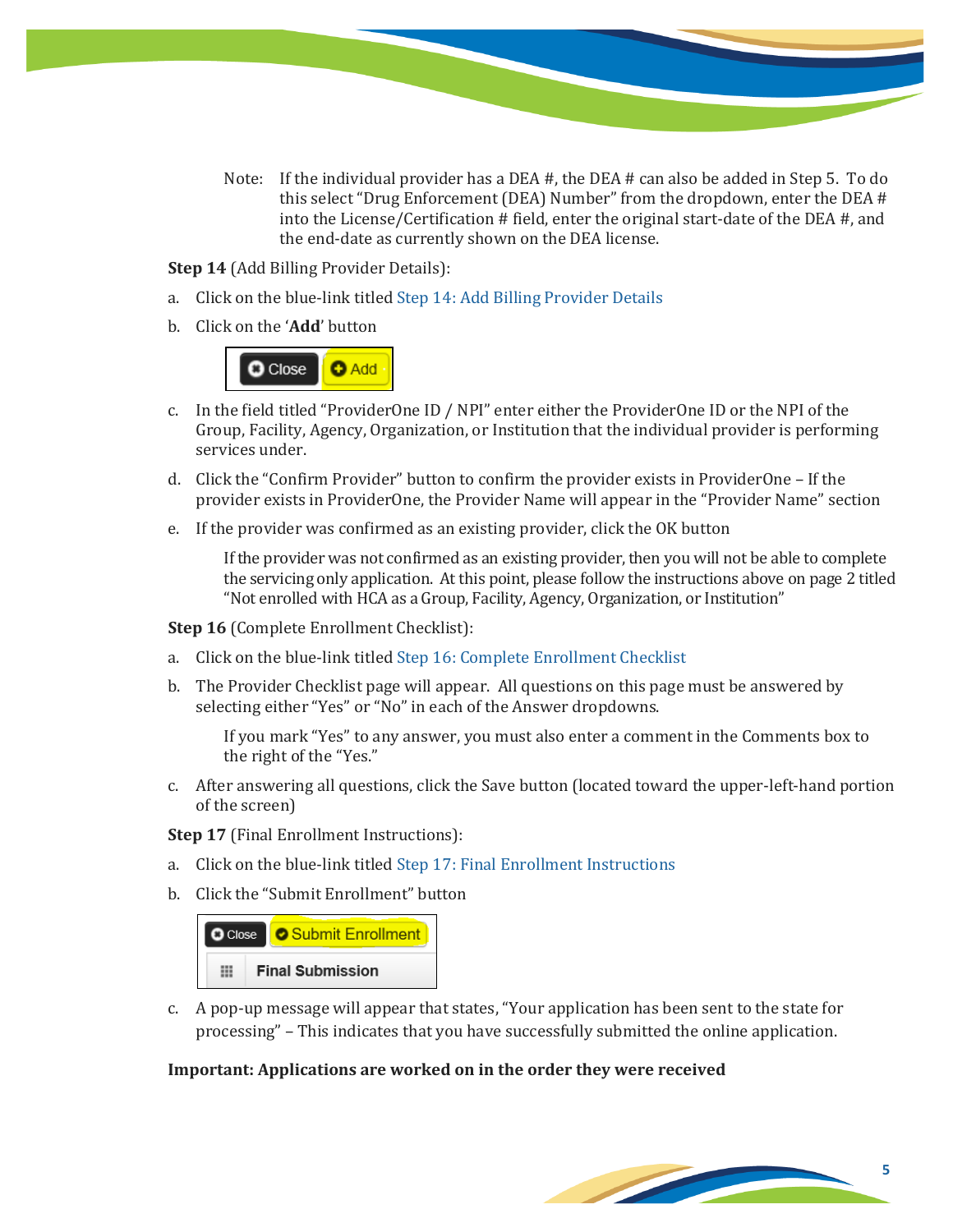Note: If the individual provider has a DEA #, the DEA # can also be added in Step 5. To do this select “Drug Enforcement (DEA) Number” from the dropdown, enter the DEA # into the License/Certification # field, enter the original start-date of the DEA #, and the end-date as currently shown on the DEA license.

**Step 14** (Add Billing Provider Details):

a. Click on the blue-link titled Step 14: Add Billing Provider Details

b. Click on the ‘**Add**’ button

c. In the field titled “ProviderOne ID / NPI” enter either the ProviderOne ID or the NPI of the Group, Facility, Agency, Organization, or Institution that the individual provider is performing services under.

d. Click the “Confirm Provider” button to confirm the provider exists in ProviderOne – If the provider exists in ProviderOne, the Provider Name will appear in the “Provider Name” section

e. If the provider was confirmed as an existing provider, click the OK button

   If the provider was not confirmed as an existing provider, then you will not be able to complete the servicing only application. At this point, please follow the instructions above on page 2 titled “Not enrolled with HCA as a Group, Facility, Agency, Organization, or Institution”

**Step 16** (Complete Enrollment Checklist):

a. Click on the blue-link titled Step 16: Complete Enrollment Checklist

b. The Provider Checklist page will appear. All questions on this page must be answered by selecting either “Yes” or “No” in each of the Answer dropdowns.

   If you mark “Yes” to any answer, you must also enter a comment in the Comments box to the right of the “Yes.”

c. After answering all questions, click the Save button (located toward the upper-left-hand portion of the screen)

**Step 17** (Final Enrollment Instructions):

a. Click on the blue-link titled Step 17: Final Enrollment Instructions

b. Click the “Submit Enrollment” button

c. A pop-up message will appear that states, “Your application has been sent to the state for processing” – This indicates that you have successfully submitted the online application.

**Important: Applications are worked on in the order they were received**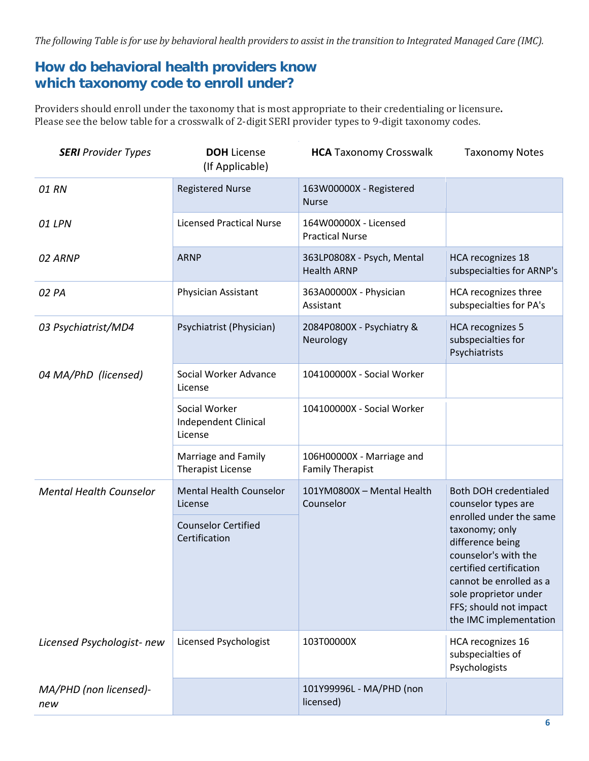*The following Table is for use by behavioral health providers to assist in the transition to Integrated Managed Care (IMC).*

## How do behavioral health providers know which taxonomy code to enroll under?

Providers should enroll under the taxonomy that is most appropriate to their credentialing or licensure**.** Please see the below table for a crosswalk of 2-digit SERI provider types to 9-digit taxonomy codes.

| ***SERI** Provider Types* | **DOH** License (If Applicable) | **HCA** Taxonomy Crosswalk | Taxonomy Notes |
|---|---|---|---|
| *01 RN* | Registered Nurse | 163W00000X - Registered Nurse | |
| *01 LPN* | Licensed Practical Nurse | 164W00000X - Licensed Practical Nurse | |
| *02 ARNP* | ARNP | 363LP0808X - Psych, Mental Health ARNP | HCA recognizes 18 subspecialties for ARNP's |
| *02 PA* | Physician Assistant | 363A00000X - Physician Assistant | HCA recognizes three subspecialties for PA's |
| *03 Psychiatrist/MD4* | Psychiatrist (Physician) | 2084P0800X - Psychiatry & Neurology | HCA recognizes 5 subspecialties for Psychiatrists |
| *04 MA/PhD (licensed)* | Social Worker Advance License | 104100000X - Social Worker | |
| | Social Worker Independent Clinical License | 104100000X - Social Worker | |
| | Marriage and Family Therapist License | 106H00000X - Marriage and Family Therapist | |
| *Mental Health Counselor* | Mental Health Counselor License | 101YM0800X – Mental Health Counselor | Both DOH credentialed counselor types are enrolled under the same taxonomy; only difference being counselor's with the certified certification cannot be enrolled as a sole proprietor under FFS; should not impact the IMC implementation |
| | Counselor Certified Certification | | |
| *Licensed Psychologist- new* | Licensed Psychologist | 103T00000X | HCA recognizes 16 subspecialties of Psychologists |
| *MA/PHD (non licensed)-new* | | 101Y99996L - MA/PHD (non licensed) | |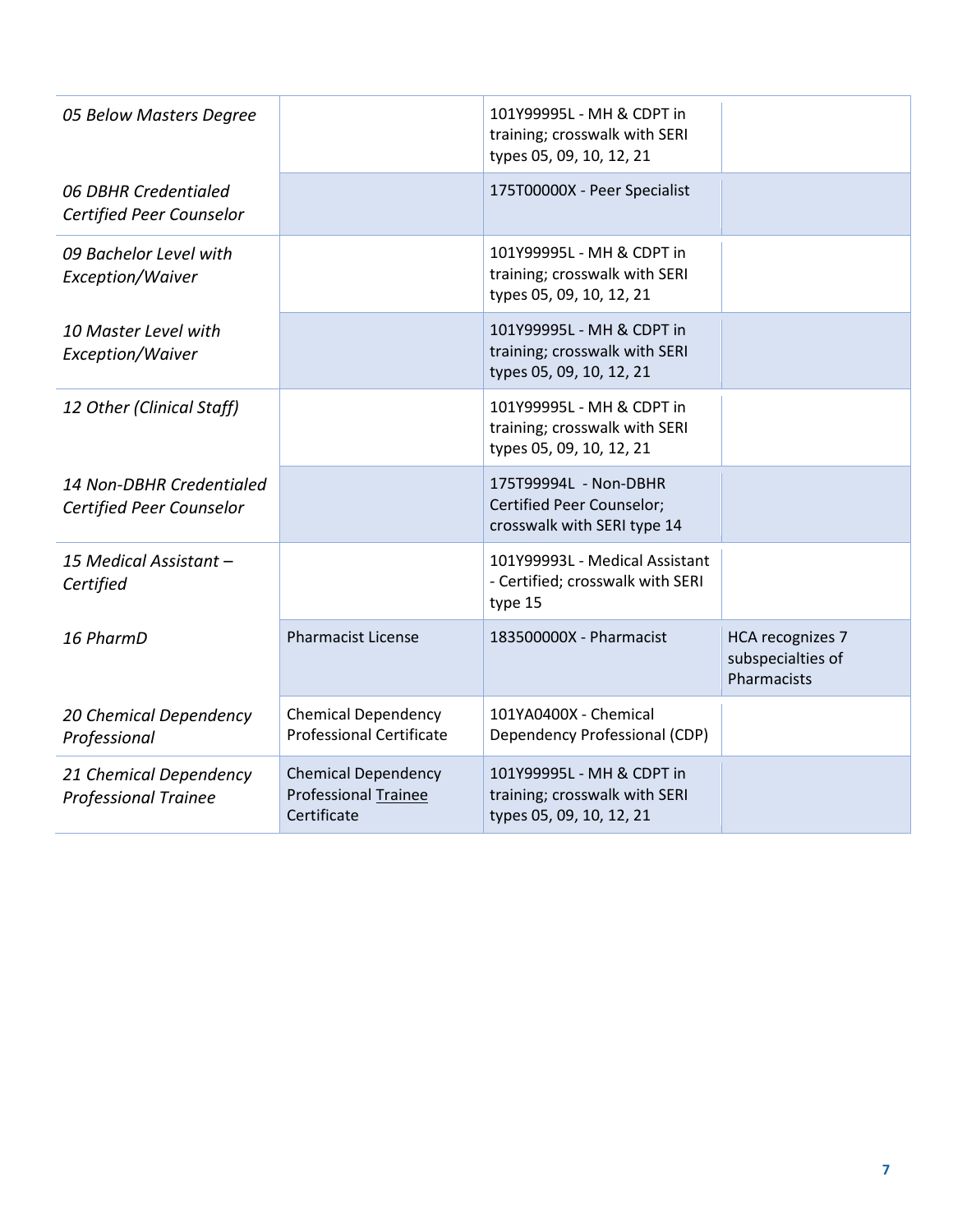| | | | |
|---|---|---|---|
| *05 Below Masters Degree* | | 101Y99995L - MH & CDPT in training; crosswalk with SERI types 05, 09, 10, 12, 21 | |
| *06 DBHR Credentialed Certified Peer Counselor* | | 175T00000X - Peer Specialist | |
| *09 Bachelor Level with Exception/Waiver* | | 101Y99995L - MH & CDPT in training; crosswalk with SERI types 05, 09, 10, 12, 21 | |
| *10 Master Level with Exception/Waiver* | | 101Y99995L - MH & CDPT in training; crosswalk with SERI types 05, 09, 10, 12, 21 | |
| *12 Other (Clinical Staff)* | | 101Y99995L - MH & CDPT in training; crosswalk with SERI types 05, 09, 10, 12, 21 | |
| *14 Non-DBHR Credentialed Certified Peer Counselor* | | 175T99994L - Non-DBHR Certified Peer Counselor; crosswalk with SERI type 14 | |
| *15 Medical Assistant – Certified* | | 101Y99993L - Medical Assistant - Certified; crosswalk with SERI type 15 | |
| *16 PharmD* | Pharmacist License | 183500000X - Pharmacist | HCA recognizes 7 subspecialties of Pharmacists |
| *20 Chemical Dependency Professional* | Chemical Dependency Professional Certificate | 101YA0400X - Chemical Dependency Professional (CDP) | |
| *21 Chemical Dependency Professional Trainee* | Chemical Dependency Professional Trainee Certificate | 101Y99995L - MH & CDPT in training; crosswalk with SERI types 05, 09, 10, 12, 21 | |